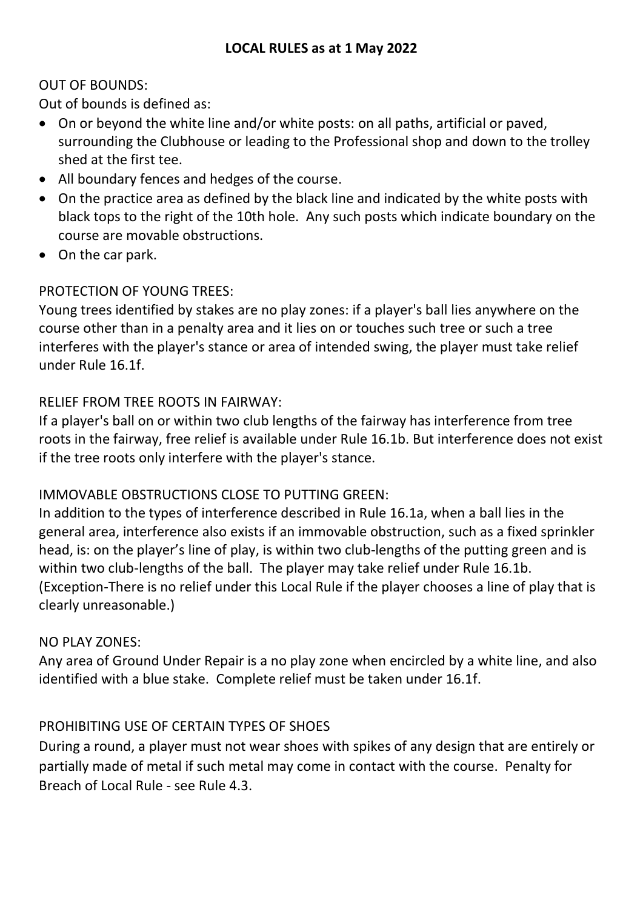# LOCAL RULES as at 1 May 2022

OUT OF BOUNDS:

Out of bounds is defined as:

- On or beyond the white line and/or white posts: on all paths, artificial or paved, surrounding the Clubhouse or leading to the Professional shop and down to the trolley shed at the first tee.
- All boundary fences and hedges of the course.
- On the practice area as defined by the black line and indicated by the white posts with black tops to the right of the 10th hole. Any such posts which indicate boundary on the course are movable obstructions.
- On the car park.

PROTECTION OF YOUNG TREES:

Young trees identified by stakes are no play zones: if a player's ball lies anywhere on the course other than in a penalty area and it lies on or touches such tree or such a tree interferes with the player's stance or area of intended swing, the player must take relief under Rule 16.1f.

RELIEF FROM TREE ROOTS IN FAIRWAY:

If a player's ball on or within two club lengths of the fairway has interference from tree roots in the fairway, free relief is available under Rule 16.1b. But interference does not exist if the tree roots only interfere with the player's stance.

IMMOVABLE OBSTRUCTIONS CLOSE TO PUTTING GREEN:

In addition to the types of interference described in Rule 16.1a, when a ball lies in the general area, interference also exists if an immovable obstruction, such as a fixed sprinkler head, is: on the player's line of play, is within two club-lengths of the putting green and is within two club-lengths of the ball. The player may take relief under Rule 16.1b. (Exception-There is no relief under this Local Rule if the player chooses a line of play that is clearly unreasonable.)

NO PLAY ZONES:

Any area of Ground Under Repair is a no play zone when encircled by a white line, and also identified with a blue stake. Complete relief must be taken under 16.1f.

PROHIBITING USE OF CERTAIN TYPES OF SHOES

During a round, a player must not wear shoes with spikes of any design that are entirely or partially made of metal if such metal may come in contact with the course. Penalty for Breach of Local Rule - see Rule 4.3.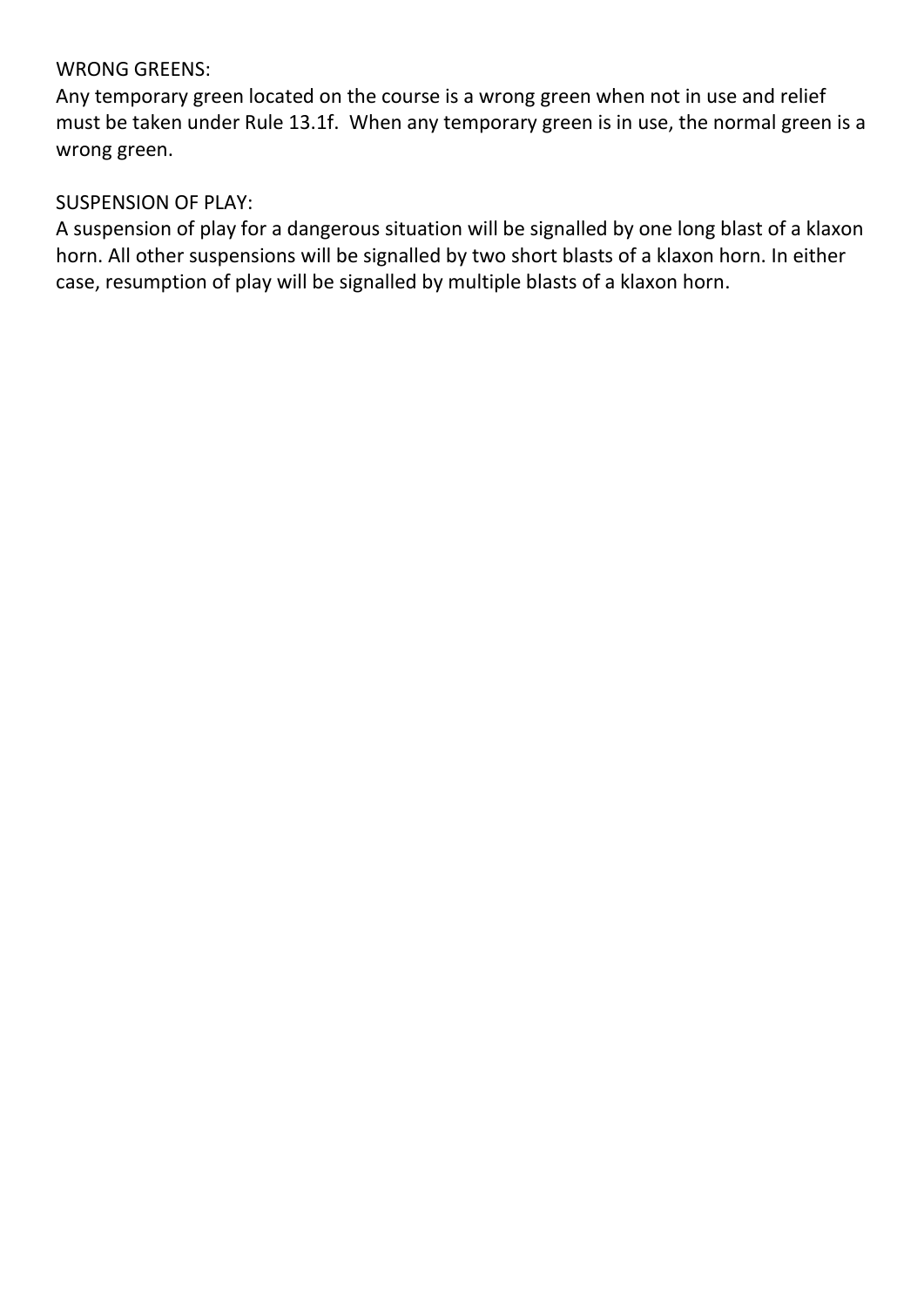WRONG GREENS:

Any temporary green located on the course is a wrong green when not in use and relief must be taken under Rule 13.1f. When any temporary green is in use, the normal green is a wrong green.

SUSPENSION OF PLAY:

A suspension of play for a dangerous situation will be signalled by one long blast of a klaxon horn. All other suspensions will be signalled by two short blasts of a klaxon horn. In either case, resumption of play will be signalled by multiple blasts of a klaxon horn.